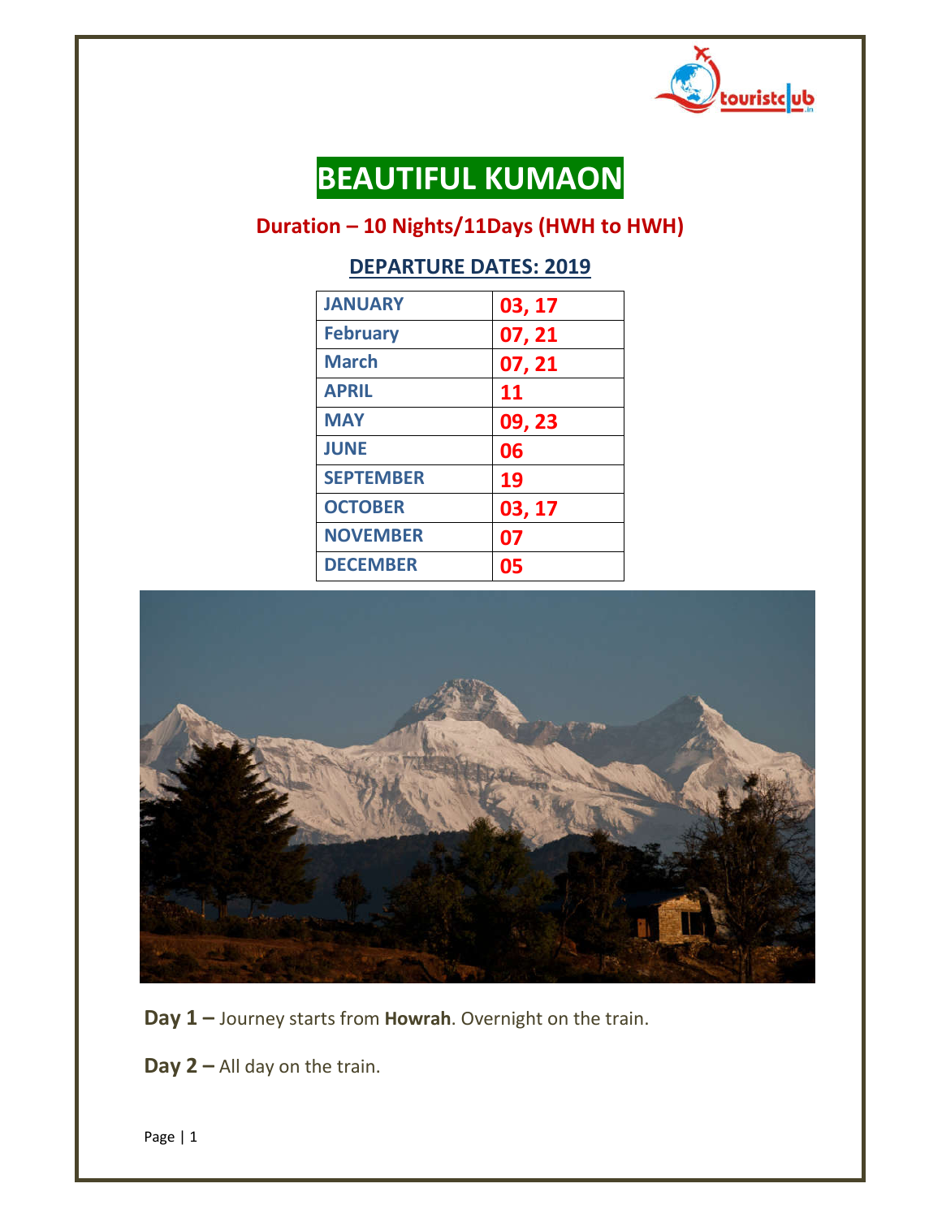# BEAUTIFUL KUMAON

## Duration – 10 Nights/11Days (HWH to HWH)

### DEPARTURE DATES: 2019

| | |
|---|---|
| JANUARY | 03, 17 |
| February | 07, 21 |
| March | 07, 21 |
| APRIL | 11 |
| MAY | 09, 23 |
| JUNE | 06 |
| SEPTEMBER | 19 |
| OCTOBER | 03, 17 |
| NOVEMBER | 07 |
| DECEMBER | 05 |

**Day 1 –** Journey starts from **Howrah**. Overnight on the train.

**Day 2 –** All day on the train.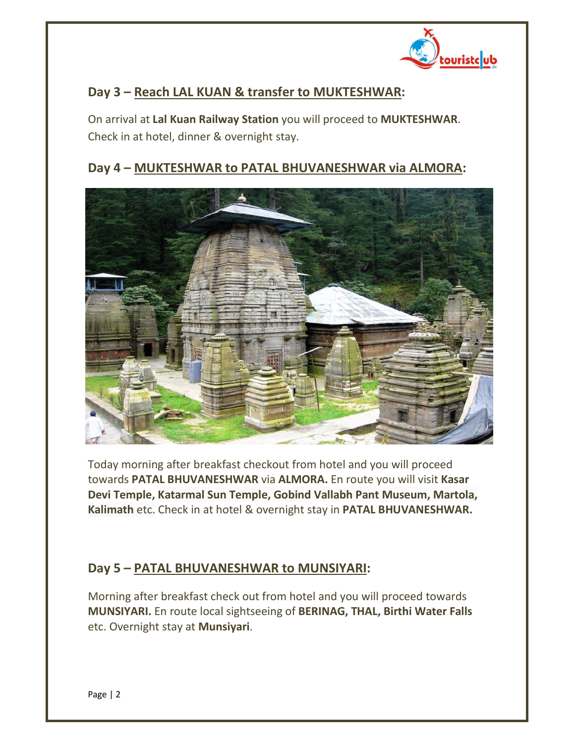## Day 3 – Reach LAL KUAN & transfer to MUKTESHWAR:

On arrival at **Lal Kuan Railway Station** you will proceed to **MUKTESHWAR**. Check in at hotel, dinner & overnight stay.

## Day 4 – MUKTESHWAR to PATAL BHUVANESHWAR via ALMORA:

Today morning after breakfast checkout from hotel and you will proceed towards **PATAL BHUVANESHWAR** via **ALMORA.** En route you will visit **Kasar Devi Temple, Katarmal Sun Temple, Gobind Vallabh Pant Museum, Martola, Kalimath** etc. Check in at hotel & overnight stay in **PATAL BHUVANESHWAR.**

## Day 5 – PATAL BHUVANESHWAR to MUNSIYARI:

Morning after breakfast check out from hotel and you will proceed towards **MUNSIYARI.** En route local sightseeing of **BERINAG, THAL, Birthi Water Falls** etc. Overnight stay at **Munsiyari**.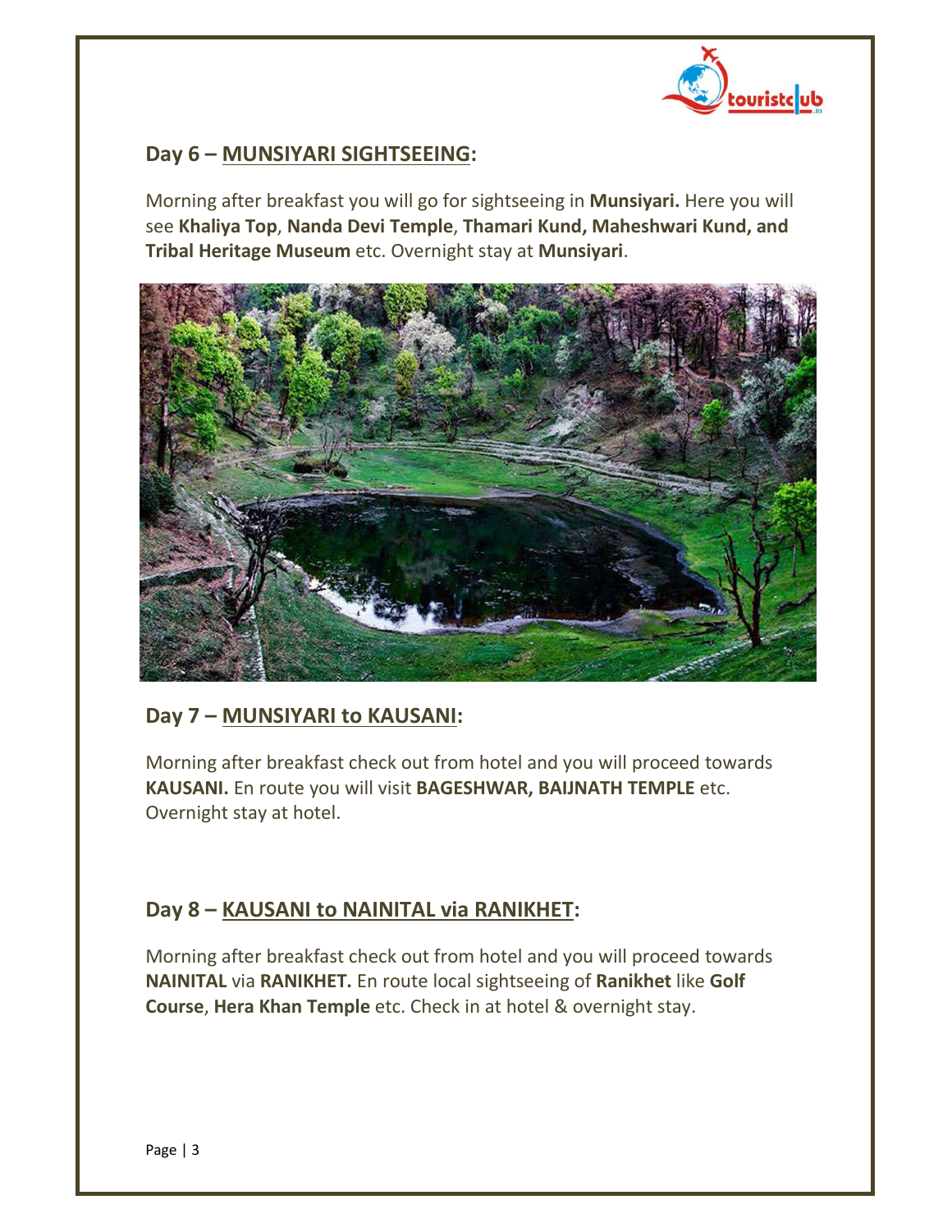## Day 6 – MUNSIYARI SIGHTSEEING:

Morning after breakfast you will go for sightseeing in **Munsiyari.** Here you will see **Khaliya Top**, **Nanda Devi Temple**, **Thamari Kund, Maheshwari Kund, and Tribal Heritage Museum** etc. Overnight stay at **Munsiyari**.

## Day 7 – MUNSIYARI to KAUSANI:

Morning after breakfast check out from hotel and you will proceed towards **KAUSANI.** En route you will visit **BAGESHWAR, BAIJNATH TEMPLE** etc. Overnight stay at hotel.

## Day 8 – KAUSANI to NAINITAL via RANIKHET:

Morning after breakfast check out from hotel and you will proceed towards **NAINITAL** via **RANIKHET.** En route local sightseeing of **Ranikhet** like **Golf Course**, **Hera Khan Temple** etc. Check in at hotel & overnight stay.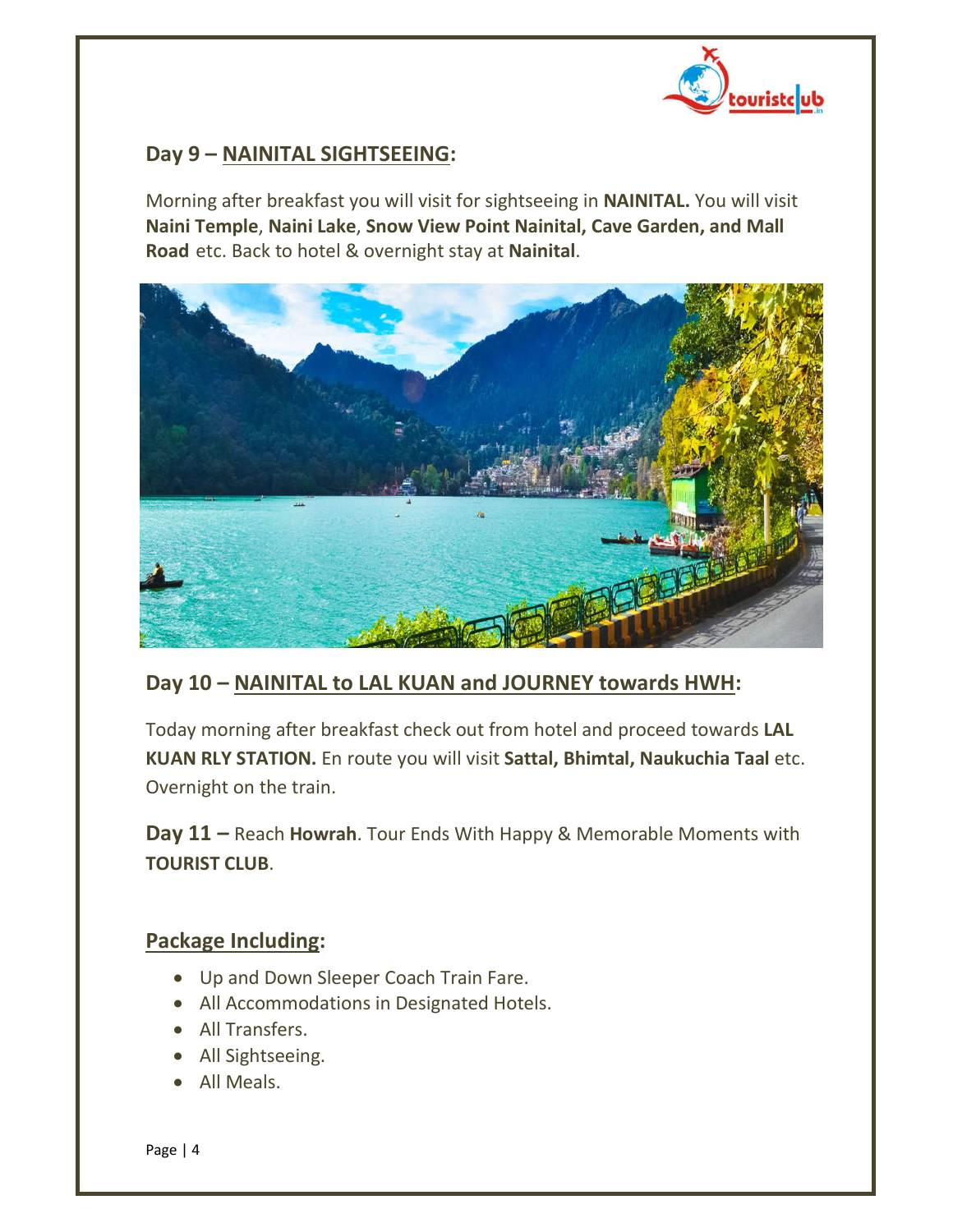## Day 9 – NAINITAL SIGHTSEEING:

Morning after breakfast you will visit for sightseeing in **NAINITAL.** You will visit **Naini Temple**, **Naini Lake**, **Snow View Point Nainital, Cave Garden, and Mall Road** etc. Back to hotel & overnight stay at **Nainital**.

## Day 10 – NAINITAL to LAL KUAN and JOURNEY towards HWH:

Today morning after breakfast check out from hotel and proceed towards **LAL KUAN RLY STATION.** En route you will visit **Sattal, Bhimtal, Naukuchia Taal** etc. Overnight on the train.

**Day 11 –** Reach **Howrah**. Tour Ends With Happy & Memorable Moments with **TOURIST CLUB**.

## Package Including:

- Up and Down Sleeper Coach Train Fare.
- All Accommodations in Designated Hotels.
- All Transfers.
- All Sightseeing.
- All Meals.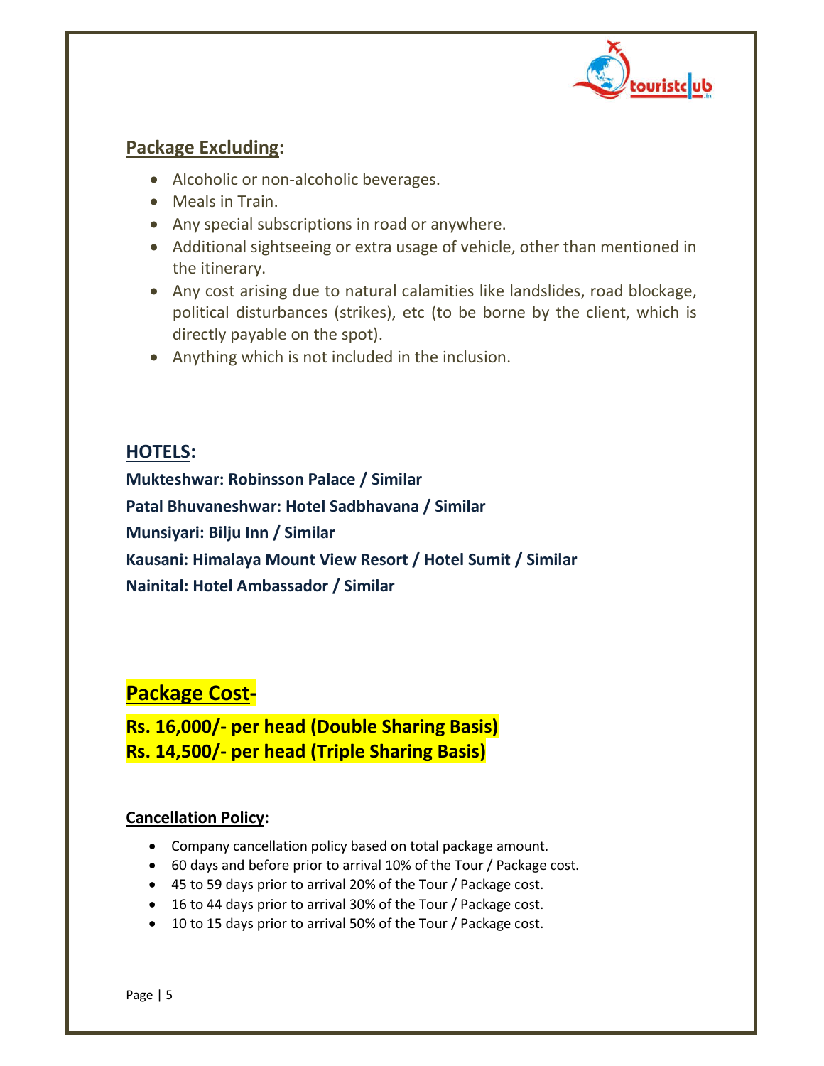## Package Excluding:

- Alcoholic or non-alcoholic beverages.
- Meals in Train.
- Any special subscriptions in road or anywhere.
- Additional sightseeing or extra usage of vehicle, other than mentioned in the itinerary.
- Any cost arising due to natural calamities like landslides, road blockage, political disturbances (strikes), etc (to be borne by the client, which is directly payable on the spot).
- Anything which is not included in the inclusion.

## HOTELS:

**Mukteshwar: Robinsson Palace / Similar**
**Patal Bhuvaneshwar: Hotel Sadbhavana / Similar**
**Munsiyari: Bilju Inn / Similar**
**Kausani: Himalaya Mount View Resort / Hotel Sumit / Similar**
**Nainital: Hotel Ambassador / Similar**

## Package Cost-

**Rs. 16,000/- per head (Double Sharing Basis)**
**Rs. 14,500/- per head (Triple Sharing Basis)**

### Cancellation Policy:

- Company cancellation policy based on total package amount.
- 60 days and before prior to arrival 10% of the Tour / Package cost.
- 45 to 59 days prior to arrival 20% of the Tour / Package cost.
- 16 to 44 days prior to arrival 30% of the Tour / Package cost.
- 10 to 15 days prior to arrival 50% of the Tour / Package cost.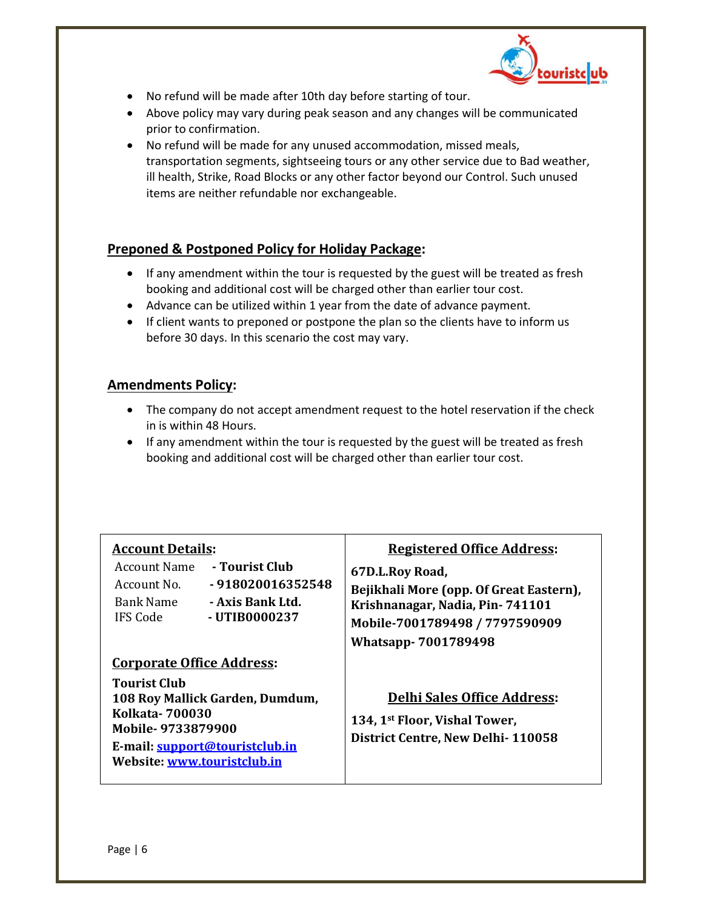- No refund will be made after 10th day before starting of tour.
- Above policy may vary during peak season and any changes will be communicated prior to confirmation.
- No refund will be made for any unused accommodation, missed meals, transportation segments, sightseeing tours or any other service due to Bad weather, ill health, Strike, Road Blocks or any other factor beyond our Control. Such unused items are neither refundable nor exchangeable.

## Preponed & Postponed Policy for Holiday Package:

- If any amendment within the tour is requested by the guest will be treated as fresh booking and additional cost will be charged other than earlier tour cost.
- Advance can be utilized within 1 year from the date of advance payment.
- If client wants to prepond or postpone the plan so the clients have to inform us before 30 days. In this scenario the cost may vary.

## Amendments Policy:

- The company do not accept amendment request to the hotel reservation if the check in is within 48 Hours.
- If any amendment within the tour is requested by the guest will be treated as fresh booking and additional cost will be charged other than earlier tour cost.

**Account Details:**

| | |
|---|---|
| Account Name | **- Tourist Club** |
| Account No. | **- 918020016352548** |
| Bank Name | **- Axis Bank Ltd.** |
| IFS Code | **- UTIB0000237** |

**Corporate Office Address:**

**Tourist Club**
**108 Roy Mallick Garden, Dumdum,**
**Kolkata- 700030**
**Mobile- 9733879900**
**E-mail: support@touristclub.in**
**Website: www.touristclub.in**

**Registered Office Address:**

**67D.L.Roy Road,**
**Bejikhali More (opp. Of Great Eastern),**
**Krishnanagar, Nadia, Pin- 741101**
**Mobile-7001789498 / 7797590909**
**Whatsapp- 7001789498**

**Delhi Sales Office Address:**

**134, 1st Floor, Vishal Tower,**
**District Centre, New Delhi- 110058**